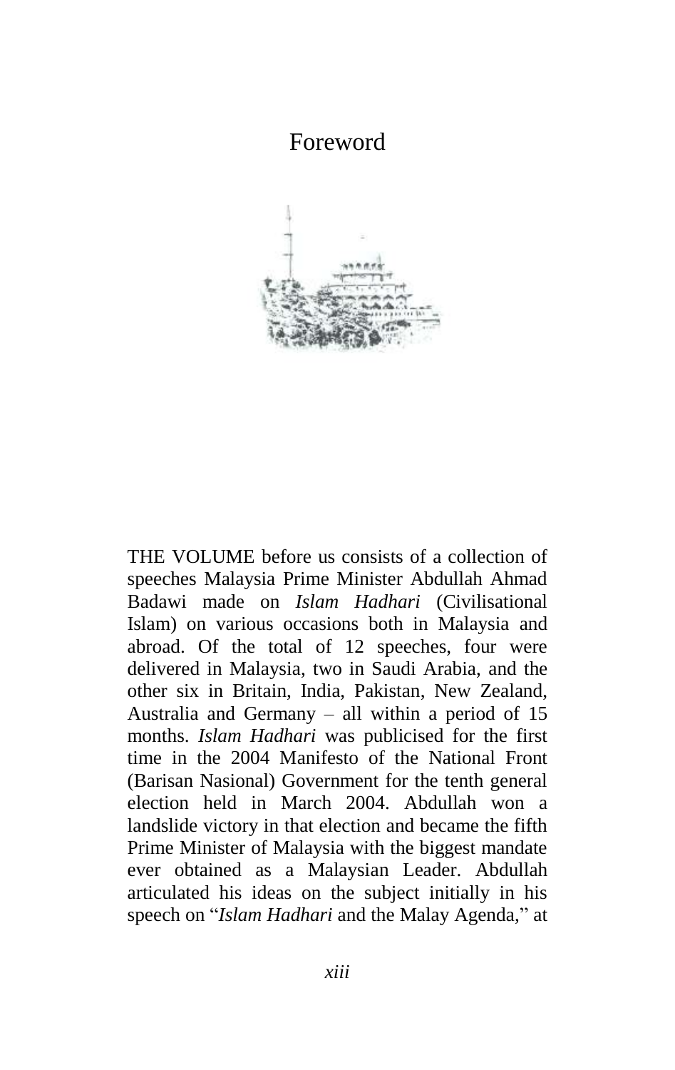# Foreword

THE VOLUME before us consists of a collection of speeches Malaysia Prime Minister Abdullah Ahmad Badawi made on *Islam Hadhari* (Civilisational Islam) on various occasions both in Malaysia and abroad. Of the total of 12 speeches, four were delivered in Malaysia, two in Saudi Arabia, and the other six in Britain, India, Pakistan, New Zealand, Australia and Germany – all within a period of 15 months. *Islam Hadhari* was publicised for the first time in the 2004 Manifesto of the National Front (Barisan Nasional) Government for the tenth general election held in March 2004. Abdullah won a landslide victory in that election and became the fifth Prime Minister of Malaysia with the biggest mandate ever obtained as a Malaysian Leader. Abdullah articulated his ideas on the subject initially in his speech on "*Islam Hadhari* and the Malay Agenda," at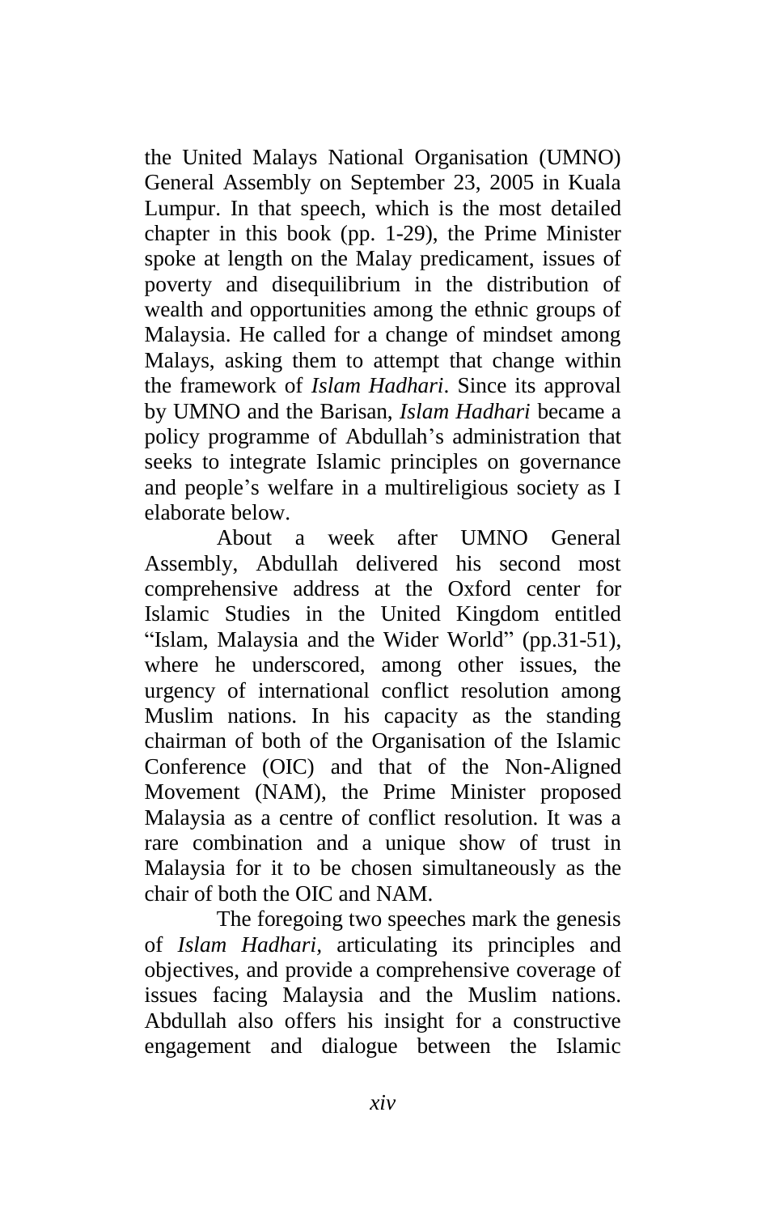the United Malays National Organisation (UMNO) General Assembly on September 23, 2005 in Kuala Lumpur. In that speech, which is the most detailed chapter in this book (pp. 1-29), the Prime Minister spoke at length on the Malay predicament, issues of poverty and disequilibrium in the distribution of wealth and opportunities among the ethnic groups of Malaysia. He called for a change of mindset among Malays, asking them to attempt that change within the framework of *Islam Hadhari*. Since its approval by UMNO and the Barisan, *Islam Hadhari* became a policy programme of Abdullah's administration that seeks to integrate Islamic principles on governance and people's welfare in a multireligious society as I elaborate below.

About a week after UMNO General Assembly, Abdullah delivered his second most comprehensive address at the Oxford center for Islamic Studies in the United Kingdom entitled "Islam, Malaysia and the Wider World" (pp.31-51), where he underscored, among other issues, the urgency of international conflict resolution among Muslim nations. In his capacity as the standing chairman of both of the Organisation of the Islamic Conference (OIC) and that of the Non-Aligned Movement (NAM), the Prime Minister proposed Malaysia as a centre of conflict resolution. It was a rare combination and a unique show of trust in Malaysia for it to be chosen simultaneously as the chair of both the OIC and NAM.

The foregoing two speeches mark the genesis of *Islam Hadhari*, articulating its principles and objectives, and provide a comprehensive coverage of issues facing Malaysia and the Muslim nations. Abdullah also offers his insight for a constructive engagement and dialogue between the Islamic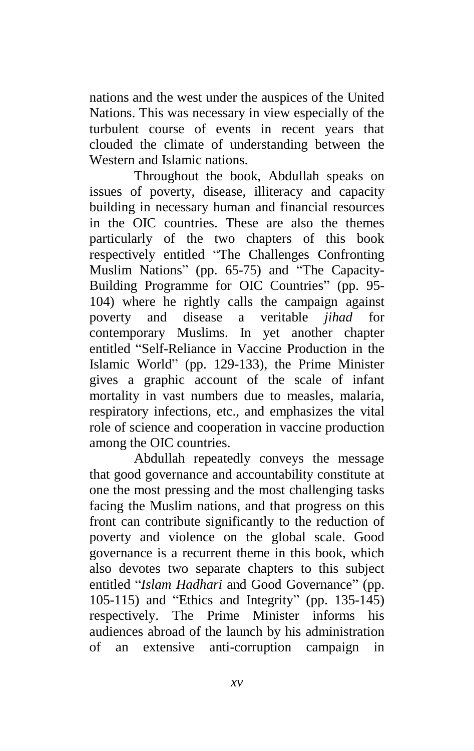nations and the west under the auspices of the United Nations. This was necessary in view especially of the turbulent course of events in recent years that clouded the climate of understanding between the Western and Islamic nations.

Throughout the book, Abdullah speaks on issues of poverty, disease, illiteracy and capacity building in necessary human and financial resources in the OIC countries. These are also the themes particularly of the two chapters of this book respectively entitled "The Challenges Confronting Muslim Nations" (pp. 65-75) and "The Capacity-Building Programme for OIC Countries" (pp. 95-104) where he rightly calls the campaign against poverty and disease a veritable *jihad* for contemporary Muslims. In yet another chapter entitled "Self-Reliance in Vaccine Production in the Islamic World" (pp. 129-133), the Prime Minister gives a graphic account of the scale of infant mortality in vast numbers due to measles, malaria, respiratory infections, etc., and emphasizes the vital role of science and cooperation in vaccine production among the OIC countries.

Abdullah repeatedly conveys the message that good governance and accountability constitute at one the most pressing and the most challenging tasks facing the Muslim nations, and that progress on this front can contribute significantly to the reduction of poverty and violence on the global scale. Good governance is a recurrent theme in this book, which also devotes two separate chapters to this subject entitled "*Islam Hadhari* and Good Governance" (pp. 105-115) and "Ethics and Integrity" (pp. 135-145) respectively. The Prime Minister informs his audiences abroad of the launch by his administration of an extensive anti-corruption campaign in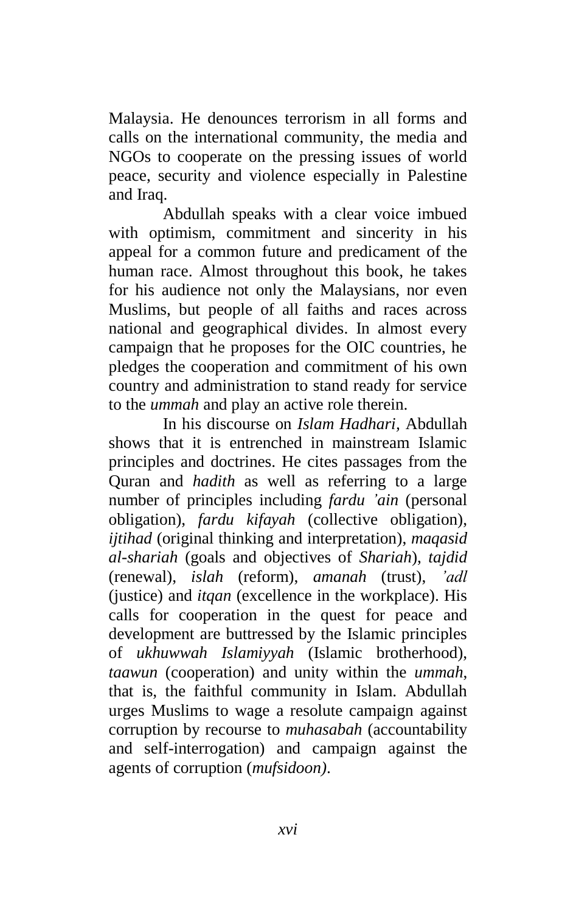Malaysia. He denounces terrorism in all forms and calls on the international community, the media and NGOs to cooperate on the pressing issues of world peace, security and violence especially in Palestine and Iraq.

Abdullah speaks with a clear voice imbued with optimism, commitment and sincerity in his appeal for a common future and predicament of the human race. Almost throughout this book, he takes for his audience not only the Malaysians, nor even Muslims, but people of all faiths and races across national and geographical divides. In almost every campaign that he proposes for the OIC countries, he pledges the cooperation and commitment of his own country and administration to stand ready for service to the *ummah* and play an active role therein.

In his discourse on *Islam Hadhari,* Abdullah shows that it is entrenched in mainstream Islamic principles and doctrines. He cites passages from the Quran and *hadith* as well as referring to a large number of principles including *fardu 'ain* (personal obligation), *fardu kifayah* (collective obligation), *ijtihad* (original thinking and interpretation), *maqasid al-shariah* (goals and objectives of *Shariah*), *tajdid* (renewal), *islah* (reform), *amanah* (trust), *'adl* (justice) and *itqan* (excellence in the workplace). His calls for cooperation in the quest for peace and development are buttressed by the Islamic principles of *ukhuwwah Islamiyyah* (Islamic brotherhood), *taawun* (cooperation) and unity within the *ummah*, that is, the faithful community in Islam. Abdullah urges Muslims to wage a resolute campaign against corruption by recourse to *muhasabah* (accountability and self-interrogation) and campaign against the agents of corruption (*mufsidoon)*.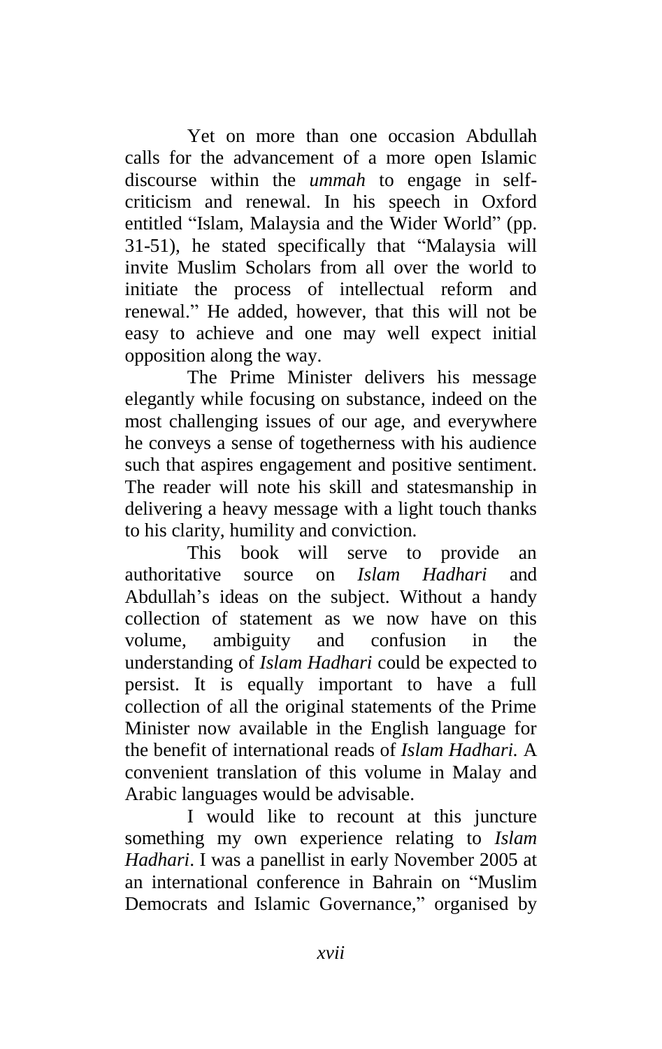Yet on more than one occasion Abdullah calls for the advancement of a more open Islamic discourse within the *ummah* to engage in self-criticism and renewal. In his speech in Oxford entitled "Islam, Malaysia and the Wider World" (pp. 31-51), he stated specifically that "Malaysia will invite Muslim Scholars from all over the world to initiate the process of intellectual reform and renewal." He added, however, that this will not be easy to achieve and one may well expect initial opposition along the way.

The Prime Minister delivers his message elegantly while focusing on substance, indeed on the most challenging issues of our age, and everywhere he conveys a sense of togetherness with his audience such that aspires engagement and positive sentiment. The reader will note his skill and statesmanship in delivering a heavy message with a light touch thanks to his clarity, humility and conviction.

This book will serve to provide an authoritative source on *Islam Hadhari* and Abdullah's ideas on the subject. Without a handy collection of statement as we now have on this volume, ambiguity and confusion in the understanding of *Islam Hadhari* could be expected to persist. It is equally important to have a full collection of all the original statements of the Prime Minister now available in the English language for the benefit of international reads of *Islam Hadhari*. A convenient translation of this volume in Malay and Arabic languages would be advisable.

I would like to recount at this juncture something my own experience relating to *Islam Hadhari*. I was a panellist in early November 2005 at an international conference in Bahrain on "Muslim Democrats and Islamic Governance," organised by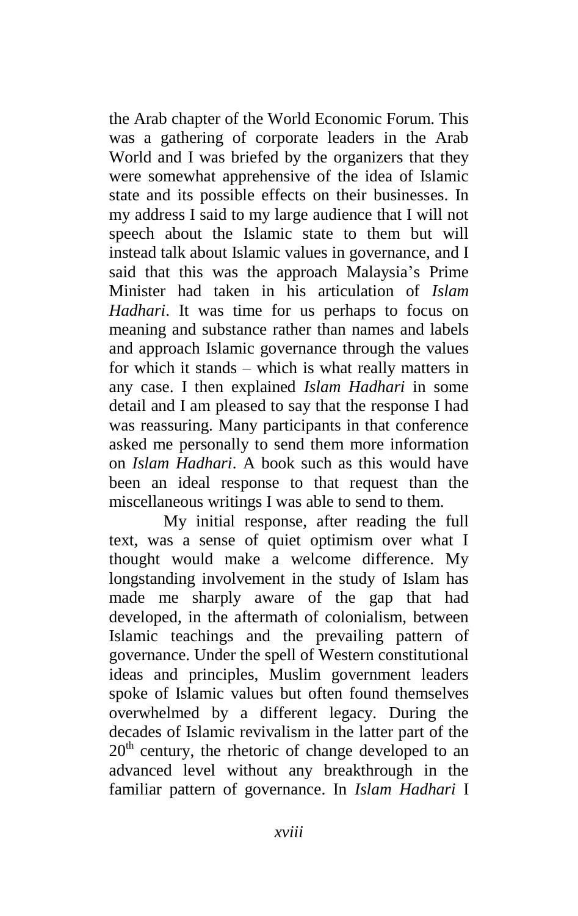the Arab chapter of the World Economic Forum. This was a gathering of corporate leaders in the Arab World and I was briefed by the organizers that they were somewhat apprehensive of the idea of Islamic state and its possible effects on their businesses. In my address I said to my large audience that I will not speech about the Islamic state to them but will instead talk about Islamic values in governance, and I said that this was the approach Malaysia's Prime Minister had taken in his articulation of *Islam Hadhari*. It was time for us perhaps to focus on meaning and substance rather than names and labels and approach Islamic governance through the values for which it stands – which is what really matters in any case. I then explained *Islam Hadhari* in some detail and I am pleased to say that the response I had was reassuring. Many participants in that conference asked me personally to send them more information on *Islam Hadhari*. A book such as this would have been an ideal response to that request than the miscellaneous writings I was able to send to them.

My initial response, after reading the full text, was a sense of quiet optimism over what I thought would make a welcome difference. My longstanding involvement in the study of Islam has made me sharply aware of the gap that had developed, in the aftermath of colonialism, between Islamic teachings and the prevailing pattern of governance. Under the spell of Western constitutional ideas and principles, Muslim government leaders spoke of Islamic values but often found themselves overwhelmed by a different legacy. During the decades of Islamic revivalism in the latter part of the 20th century, the rhetoric of change developed to an advanced level without any breakthrough in the familiar pattern of governance. In *Islam Hadhari* I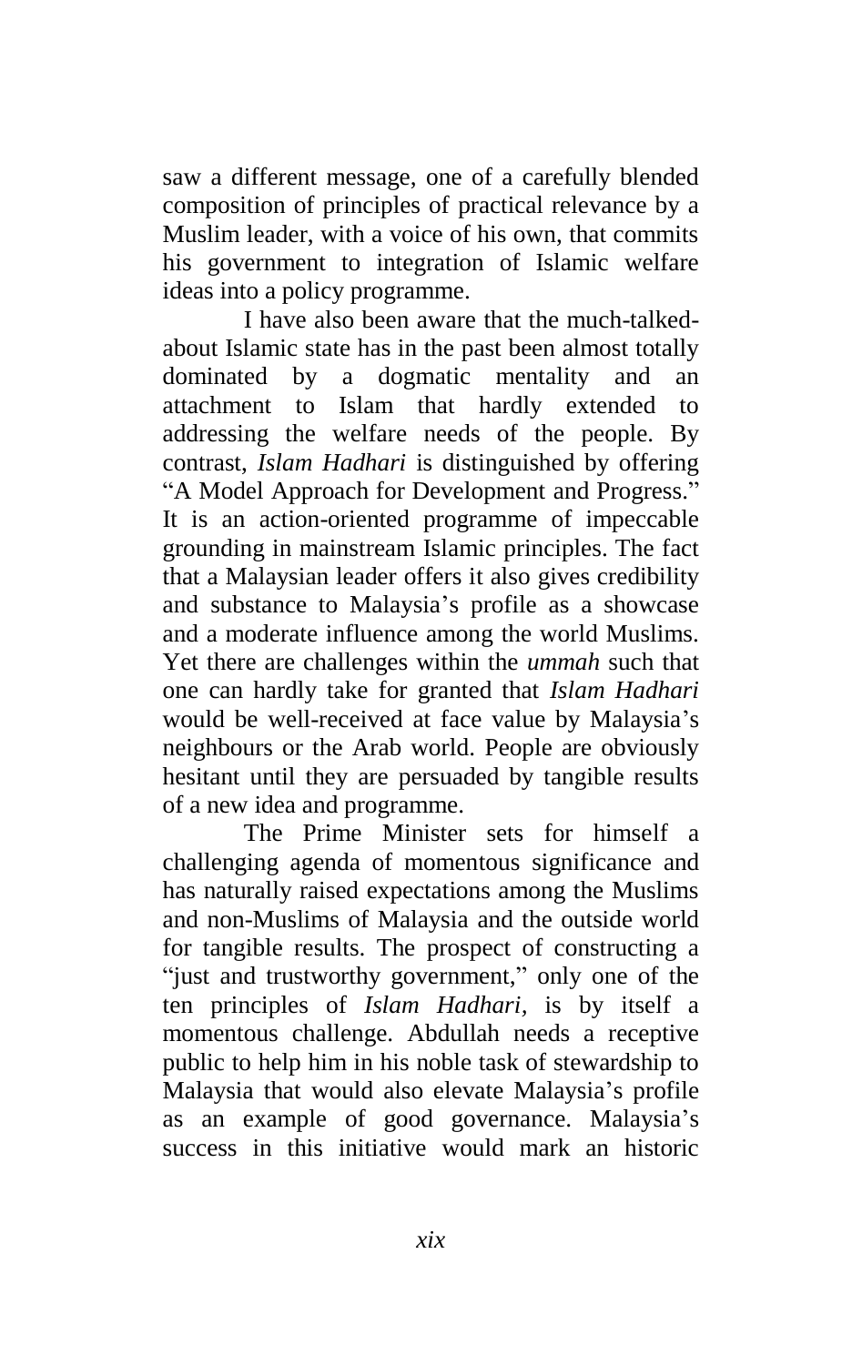saw a different message, one of a carefully blended composition of principles of practical relevance by a Muslim leader, with a voice of his own, that commits his government to integration of Islamic welfare ideas into a policy programme.

I have also been aware that the much-talked-about Islamic state has in the past been almost totally dominated by a dogmatic mentality and an attachment to Islam that hardly extended to addressing the welfare needs of the people. By contrast, *Islam Hadhari* is distinguished by offering "A Model Approach for Development and Progress." It is an action-oriented programme of impeccable grounding in mainstream Islamic principles. The fact that a Malaysian leader offers it also gives credibility and substance to Malaysia's profile as a showcase and a moderate influence among the world Muslims. Yet there are challenges within the *ummah* such that one can hardly take for granted that *Islam Hadhari* would be well-received at face value by Malaysia's neighbours or the Arab world. People are obviously hesitant until they are persuaded by tangible results of a new idea and programme.

The Prime Minister sets for himself a challenging agenda of momentous significance and has naturally raised expectations among the Muslims and non-Muslims of Malaysia and the outside world for tangible results. The prospect of constructing a "just and trustworthy government," only one of the ten principles of *Islam Hadhari*, is by itself a momentous challenge. Abdullah needs a receptive public to help him in his noble task of stewardship to Malaysia that would also elevate Malaysia's profile as an example of good governance. Malaysia's success in this initiative would mark an historic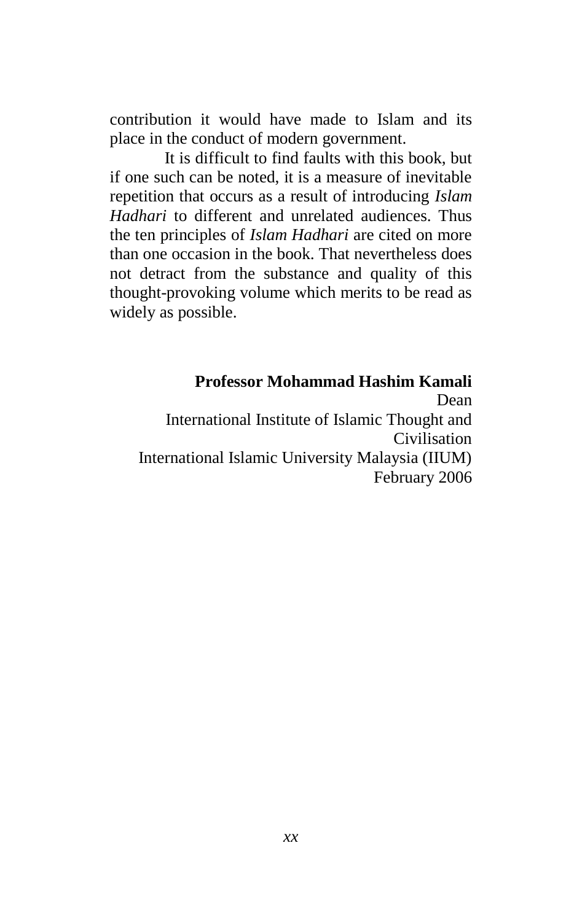contribution it would have made to Islam and its place in the conduct of modern government.

It is difficult to find faults with this book, but if one such can be noted, it is a measure of inevitable repetition that occurs as a result of introducing *Islam Hadhari* to different and unrelated audiences. Thus the ten principles of *Islam Hadhari* are cited on more than one occasion in the book. That nevertheless does not detract from the substance and quality of this thought-provoking volume which merits to be read as widely as possible.

**Professor Mohammad Hashim Kamali**
Dean
International Institute of Islamic Thought and Civilisation
International Islamic University Malaysia (IIUM)
February 2006